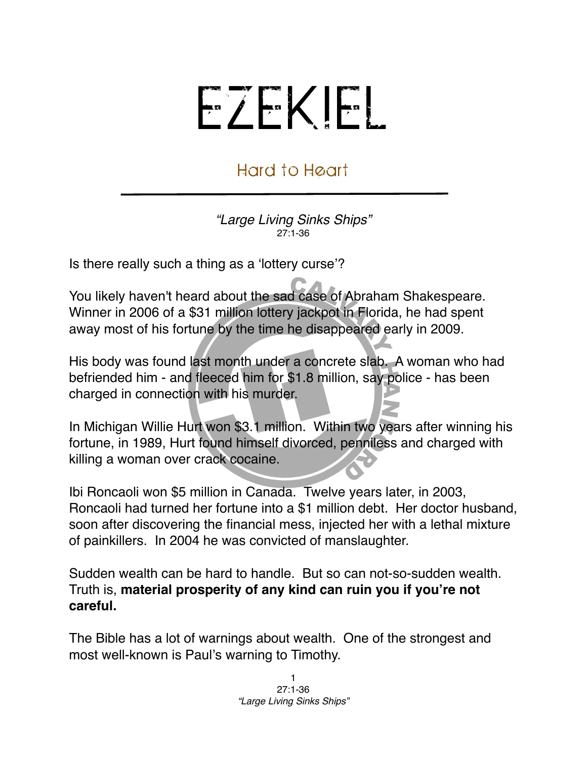# EZEKIEL

## Hard to Heart

*"Large Living Sinks Ships"*
27:1-36

Is there really such a thing as a 'lottery curse'?

You likely haven't heard about the sad case of Abraham Shakespeare. Winner in 2006 of a $31 million lottery jackpot in Florida, he had spent away most of his fortune by the time he disappeared early in 2009.

His body was found last month under a concrete slab. A woman who had befriended him - and fleeced him for $1.8 million, say police - has been charged in connection with his murder.

In Michigan Willie Hurt won $3.1 million. Within two years after winning his fortune, in 1989, Hurt found himself divorced, penniless and charged with killing a woman over crack cocaine.

Ibi Roncaoli won $5 million in Canada. Twelve years later, in 2003, Roncaoli had turned her fortune into a $1 million debt. Her doctor husband, soon after discovering the financial mess, injected her with a lethal mixture of painkillers. In 2004 he was convicted of manslaughter.

Sudden wealth can be hard to handle. But so can not-so-sudden wealth. Truth is, **material prosperity of any kind can ruin you if you're not careful.**

The Bible has a lot of warnings about wealth. One of the strongest and most well-known is Paul's warning to Timothy.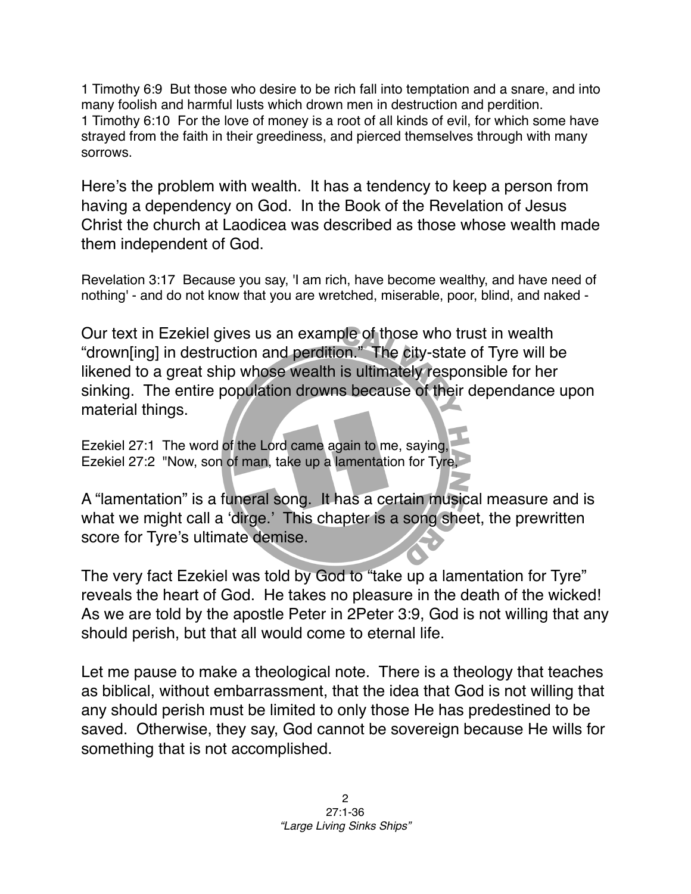1 Timothy 6:9 But those who desire to be rich fall into temptation and a snare, and into many foolish and harmful lusts which drown men in destruction and perdition.
1 Timothy 6:10 For the love of money is a root of all kinds of evil, for which some have strayed from the faith in their greediness, and pierced themselves through with many sorrows.

Here's the problem with wealth. It has a tendency to keep a person from having a dependency on God. In the Book of the Revelation of Jesus Christ the church at Laodicea was described as those whose wealth made them independent of God.

Revelation 3:17 Because you say, 'I am rich, have become wealthy, and have need of nothing' - and do not know that you are wretched, miserable, poor, blind, and naked -

Our text in Ezekiel gives us an example of those who trust in wealth "drown[ing] in destruction and perdition." The city-state of Tyre will be likened to a great ship whose wealth is ultimately responsible for her sinking. The entire population drowns because of their dependance upon material things.

Ezekiel 27:1 The word of the Lord came again to me, saying,
Ezekiel 27:2 "Now, son of man, take up a lamentation for Tyre,

A "lamentation" is a funeral song. It has a certain musical measure and is what we might call a 'dirge.' This chapter is a song sheet, the prewritten score for Tyre's ultimate demise.

The very fact Ezekiel was told by God to "take up a lamentation for Tyre" reveals the heart of God. He takes no pleasure in the death of the wicked! As we are told by the apostle Peter in 2Peter 3:9, God is not willing that any should perish, but that all would come to eternal life.

Let me pause to make a theological note. There is a theology that teaches as biblical, without embarrassment, that the idea that God is not willing that any should perish must be limited to only those He has predestined to be saved. Otherwise, they say, God cannot be sovereign because He wills for something that is not accomplished.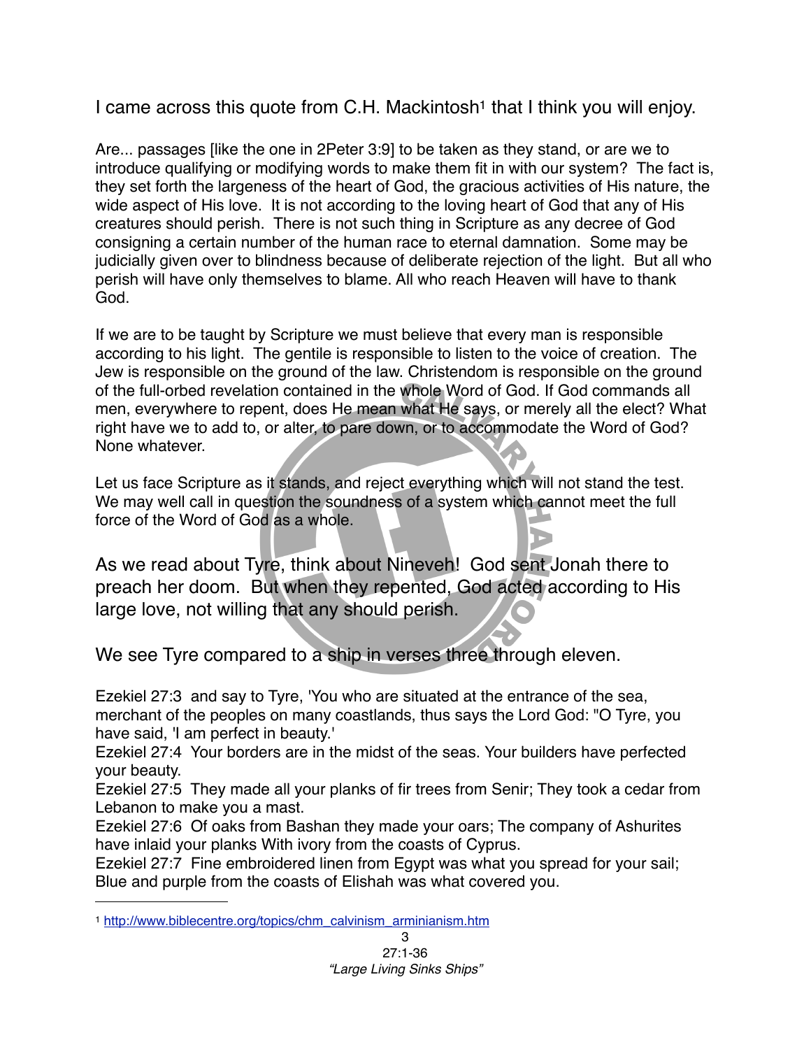I came across this quote from C.H. Mackintosh[1] that I think you will enjoy.

Are... passages [like the one in 2Peter 3:9] to be taken as they stand, or are we to introduce qualifying or modifying words to make them fit in with our system? The fact is, they set forth the largeness of the heart of God, the gracious activities of His nature, the wide aspect of His love. It is not according to the loving heart of God that any of His creatures should perish. There is not such thing in Scripture as any decree of God consigning a certain number of the human race to eternal damnation. Some may be judicially given over to blindness because of deliberate rejection of the light. But all who perish will have only themselves to blame. All who reach Heaven will have to thank God.

If we are to be taught by Scripture we must believe that every man is responsible according to his light. The gentile is responsible to listen to the voice of creation. The Jew is responsible on the ground of the law. Christendom is responsible on the ground of the full-orbed revelation contained in the whole Word of God. If God commands all men, everywhere to repent, does He mean what He says, or merely all the elect? What right have we to add to, or alter, to pare down, or to accommodate the Word of God? None whatever.

Let us face Scripture as it stands, and reject everything which will not stand the test. We may well call in question the soundness of a system which cannot meet the full force of the Word of God as a whole.

As we read about Tyre, think about Nineveh! God sent Jonah there to preach her doom. But when they repented, God acted according to His large love, not willing that any should perish.

We see Tyre compared to a ship in verses three through eleven.

Ezekiel 27:3 and say to Tyre, 'You who are situated at the entrance of the sea, merchant of the peoples on many coastlands, thus says the Lord God: "O Tyre, you have said, 'I am perfect in beauty.'
Ezekiel 27:4 Your borders are in the midst of the seas. Your builders have perfected your beauty.
Ezekiel 27:5 They made all your planks of fir trees from Senir; They took a cedar from Lebanon to make you a mast.
Ezekiel 27:6 Of oaks from Bashan they made your oars; The company of Ashurites have inlaid your planks With ivory from the coasts of Cyprus.
Ezekiel 27:7 Fine embroidered linen from Egypt was what you spread for your sail; Blue and purple from the coasts of Elishah was what covered you.

---

[1] http://www.biblecentre.org/topics/chm_calvinism_arminianism.htm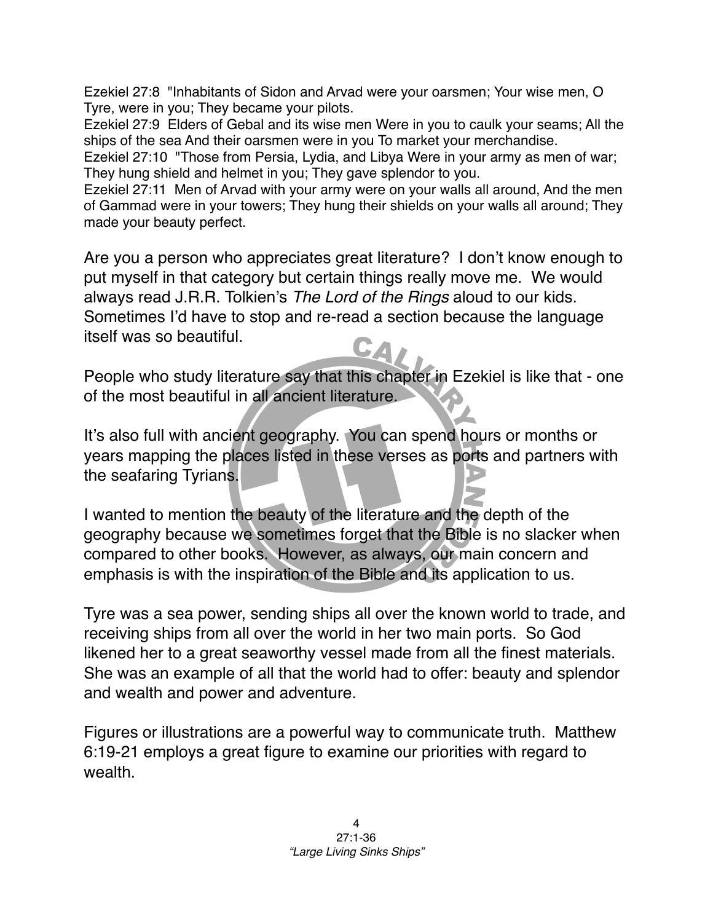Ezekiel 27:8 "Inhabitants of Sidon and Arvad were your oarsmen; Your wise men, O Tyre, were in you; They became your pilots.
Ezekiel 27:9 Elders of Gebal and its wise men Were in you to caulk your seams; All the ships of the sea And their oarsmen were in you To market your merchandise.
Ezekiel 27:10 "Those from Persia, Lydia, and Libya Were in your army as men of war; They hung shield and helmet in you; They gave splendor to you.
Ezekiel 27:11 Men of Arvad with your army were on your walls all around, And the men of Gammad were in your towers; They hung their shields on your walls all around; They made your beauty perfect.

Are you a person who appreciates great literature? I don't know enough to put myself in that category but certain things really move me. We would always read J.R.R. Tolkien's *The Lord of the Rings* aloud to our kids. Sometimes I'd have to stop and re-read a section because the language itself was so beautiful.

People who study literature say that this chapter in Ezekiel is like that - one of the most beautiful in all ancient literature.

It's also full with ancient geography. You can spend hours or months or years mapping the places listed in these verses as ports and partners with the seafaring Tyrians.

I wanted to mention the beauty of the literature and the depth of the geography because we sometimes forget that the Bible is no slacker when compared to other books. However, as always, our main concern and emphasis is with the inspiration of the Bible and its application to us.

Tyre was a sea power, sending ships all over the known world to trade, and receiving ships from all over the world in her two main ports. So God likened her to a great seaworthy vessel made from all the finest materials. She was an example of all that the world had to offer: beauty and splendor and wealth and power and adventure.

Figures or illustrations are a powerful way to communicate truth. Matthew 6:19-21 employs a great figure to examine our priorities with regard to wealth.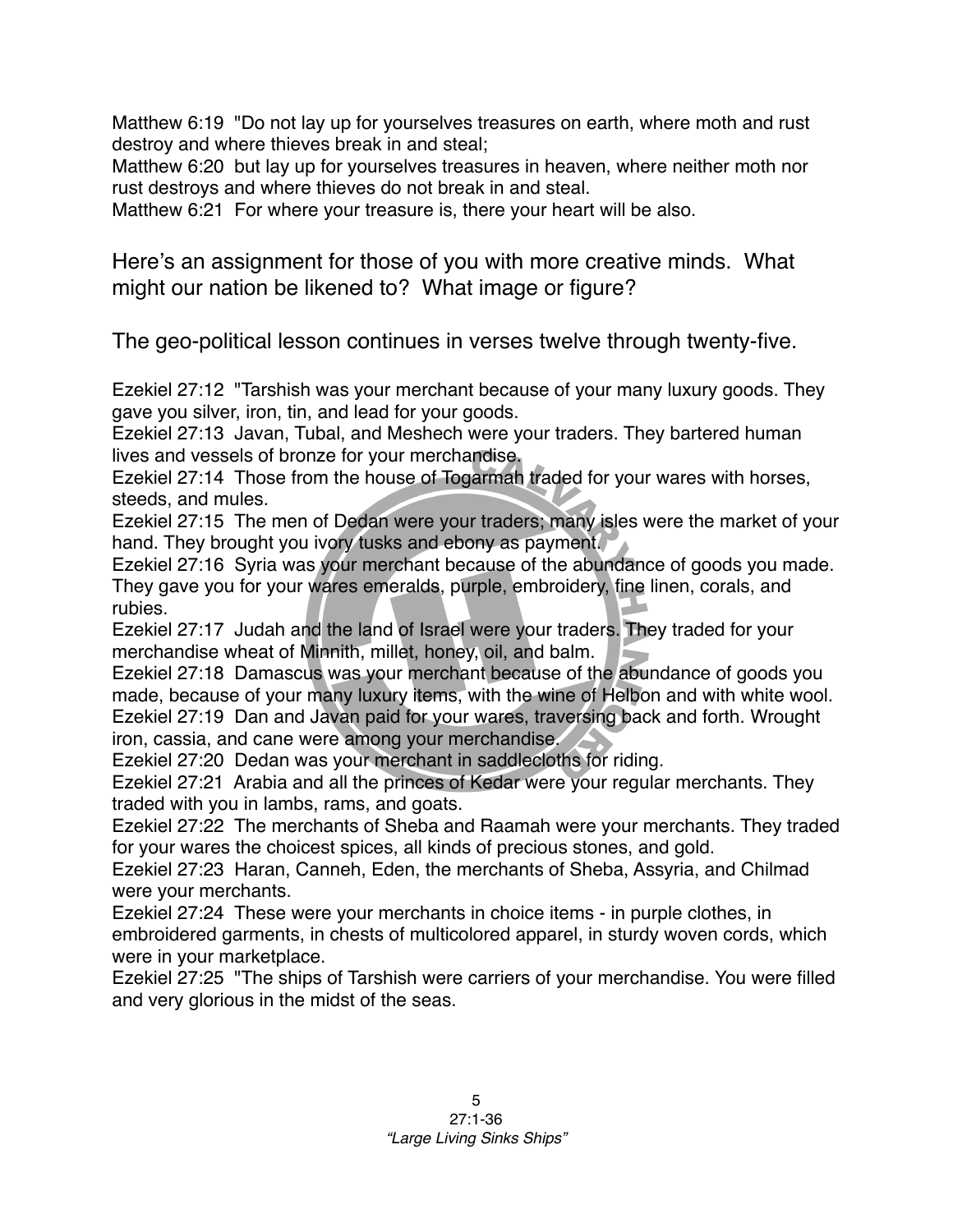Matthew 6:19 "Do not lay up for yourselves treasures on earth, where moth and rust destroy and where thieves break in and steal;
Matthew 6:20 but lay up for yourselves treasures in heaven, where neither moth nor rust destroys and where thieves do not break in and steal.
Matthew 6:21 For where your treasure is, there your heart will be also.

Here's an assignment for those of you with more creative minds. What might our nation be likened to? What image or figure?

The geo-political lesson continues in verses twelve through twenty-five.

Ezekiel 27:12 "Tarshish was your merchant because of your many luxury goods. They gave you silver, iron, tin, and lead for your goods.
Ezekiel 27:13 Javan, Tubal, and Meshech were your traders. They bartered human lives and vessels of bronze for your merchandise.
Ezekiel 27:14 Those from the house of Togarmah traded for your wares with horses, steeds, and mules.
Ezekiel 27:15 The men of Dedan were your traders; many isles were the market of your hand. They brought you ivory tusks and ebony as payment.
Ezekiel 27:16 Syria was your merchant because of the abundance of goods you made. They gave you for your wares emeralds, purple, embroidery, fine linen, corals, and rubies.
Ezekiel 27:17 Judah and the land of Israel were your traders. They traded for your merchandise wheat of Minnith, millet, honey, oil, and balm.
Ezekiel 27:18 Damascus was your merchant because of the abundance of goods you made, because of your many luxury items, with the wine of Helbon and with white wool.
Ezekiel 27:19 Dan and Javan paid for your wares, traversing back and forth. Wrought iron, cassia, and cane were among your merchandise.
Ezekiel 27:20 Dedan was your merchant in saddlecloths for riding.
Ezekiel 27:21 Arabia and all the princes of Kedar were your regular merchants. They traded with you in lambs, rams, and goats.
Ezekiel 27:22 The merchants of Sheba and Raamah were your merchants. They traded for your wares the choicest spices, all kinds of precious stones, and gold.
Ezekiel 27:23 Haran, Canneh, Eden, the merchants of Sheba, Assyria, and Chilmad were your merchants.
Ezekiel 27:24 These were your merchants in choice items - in purple clothes, in embroidered garments, in chests of multicolored apparel, in sturdy woven cords, which were in your marketplace.
Ezekiel 27:25 "The ships of Tarshish were carriers of your merchandise. You were filled and very glorious in the midst of the seas.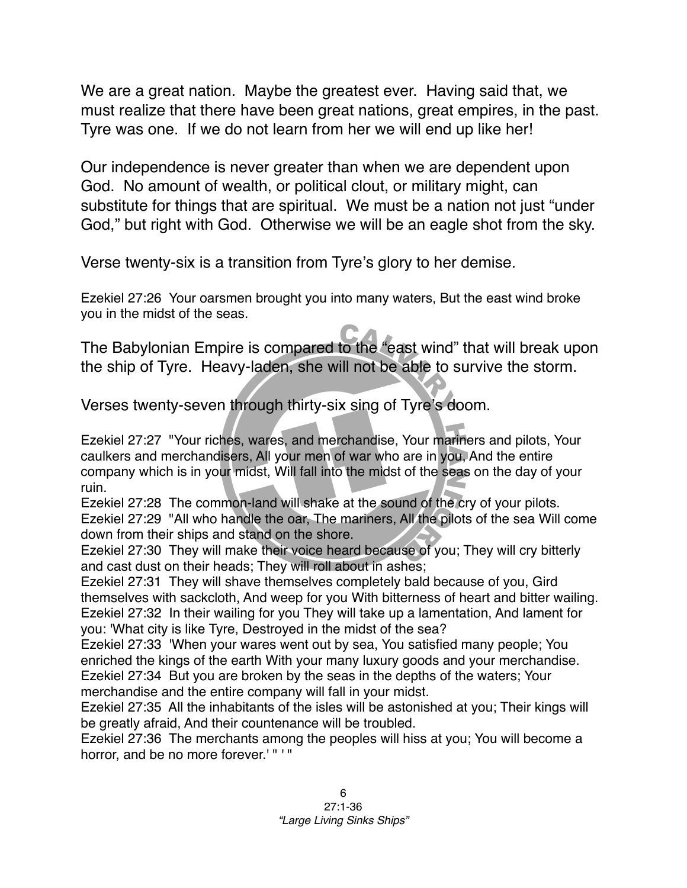We are a great nation. Maybe the greatest ever. Having said that, we must realize that there have been great nations, great empires, in the past. Tyre was one. If we do not learn from her we will end up like her!

Our independence is never greater than when we are dependent upon God. No amount of wealth, or political clout, or military might, can substitute for things that are spiritual. We must be a nation not just "under God," but right with God. Otherwise we will be an eagle shot from the sky.

Verse twenty-six is a transition from Tyre's glory to her demise.

Ezekiel 27:26 Your oarsmen brought you into many waters, But the east wind broke you in the midst of the seas.

The Babylonian Empire is compared to the "east wind" that will break upon the ship of Tyre. Heavy-laden, she will not be able to survive the storm.

Verses twenty-seven through thirty-six sing of Tyre's doom.

Ezekiel 27:27 "Your riches, wares, and merchandise, Your mariners and pilots, Your caulkers and merchandisers, All your men of war who are in you, And the entire company which is in your midst, Will fall into the midst of the seas on the day of your ruin.
Ezekiel 27:28 The common-land will shake at the sound of the cry of your pilots.
Ezekiel 27:29 "All who handle the oar, The mariners, All the pilots of the sea Will come down from their ships and stand on the shore.
Ezekiel 27:30 They will make their voice heard because of you; They will cry bitterly and cast dust on their heads; They will roll about in ashes;
Ezekiel 27:31 They will shave themselves completely bald because of you, Gird themselves with sackcloth, And weep for you With bitterness of heart and bitter wailing.
Ezekiel 27:32 In their wailing for you They will take up a lamentation, And lament for you: 'What city is like Tyre, Destroyed in the midst of the sea?
Ezekiel 27:33 'When your wares went out by sea, You satisfied many people; You enriched the kings of the earth With your many luxury goods and your merchandise.
Ezekiel 27:34 But you are broken by the seas in the depths of the waters; Your merchandise and the entire company will fall in your midst.
Ezekiel 27:35 All the inhabitants of the isles will be astonished at you; Their kings will be greatly afraid, And their countenance will be troubled.
Ezekiel 27:36 The merchants among the peoples will hiss at you; You will become a horror, and be no more forever.' " ' "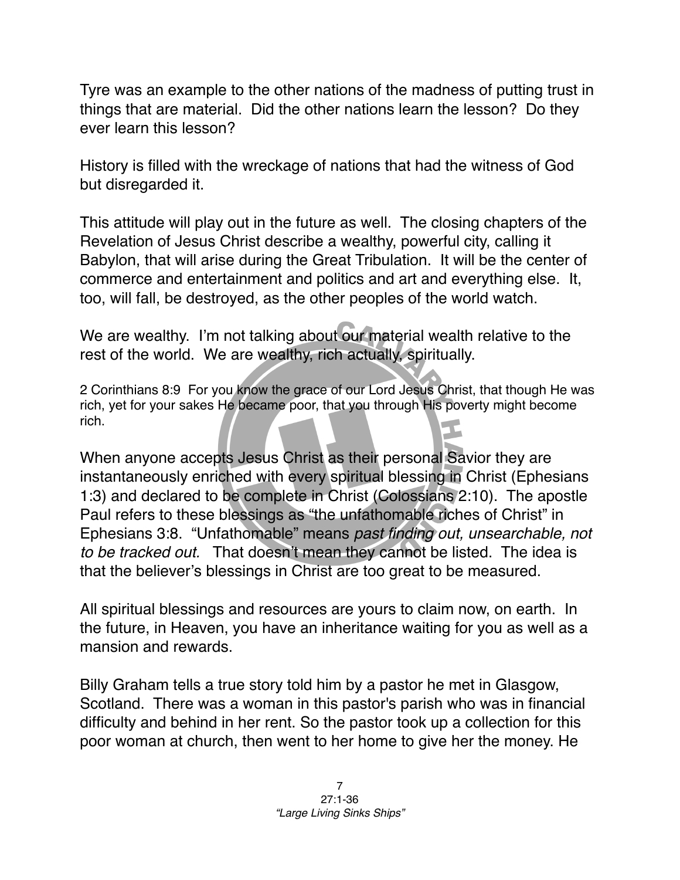Tyre was an example to the other nations of the madness of putting trust in things that are material. Did the other nations learn the lesson? Do they ever learn this lesson?

History is filled with the wreckage of nations that had the witness of God but disregarded it.

This attitude will play out in the future as well. The closing chapters of the Revelation of Jesus Christ describe a wealthy, powerful city, calling it Babylon, that will arise during the Great Tribulation. It will be the center of commerce and entertainment and politics and art and everything else. It, too, will fall, be destroyed, as the other peoples of the world watch.

We are wealthy. I'm not talking about our material wealth relative to the rest of the world. We are wealthy, rich actually, spiritually.

2 Corinthians 8:9 For you know the grace of our Lord Jesus Christ, that though He was rich, yet for your sakes He became poor, that you through His poverty might become rich.

When anyone accepts Jesus Christ as their personal Savior they are instantaneously enriched with every spiritual blessing in Christ (Ephesians 1:3) and declared to be complete in Christ (Colossians 2:10). The apostle Paul refers to these blessings as "the unfathomable riches of Christ" in Ephesians 3:8. "Unfathomable" means *past finding out, unsearchable, not to be tracked out.* That doesn't mean they cannot be listed. The idea is that the believer's blessings in Christ are too great to be measured.

All spiritual blessings and resources are yours to claim now, on earth. In the future, in Heaven, you have an inheritance waiting for you as well as a mansion and rewards.

Billy Graham tells a true story told him by a pastor he met in Glasgow, Scotland. There was a woman in this pastor's parish who was in financial difficulty and behind in her rent. So the pastor took up a collection for this poor woman at church, then went to her home to give her the money. He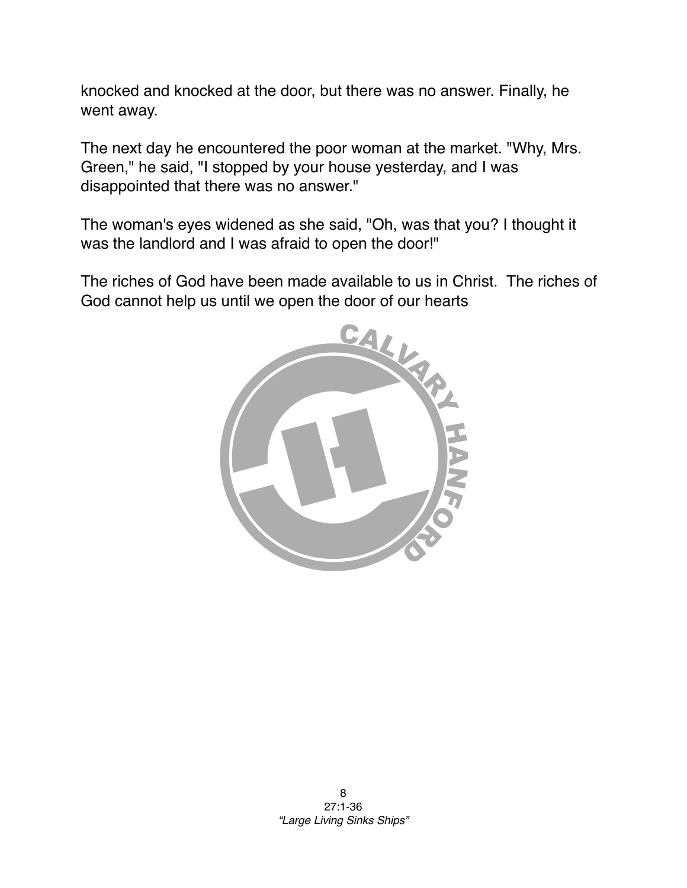knocked and knocked at the door, but there was no answer. Finally, he went away.

The next day he encountered the poor woman at the market. "Why, Mrs. Green," he said, "I stopped by your house yesterday, and I was disappointed that there was no answer."

The woman's eyes widened as she said, "Oh, was that you? I thought it was the landlord and I was afraid to open the door!"

The riches of God have been made available to us in Christ. The riches of God cannot help us until we open the door of our hearts